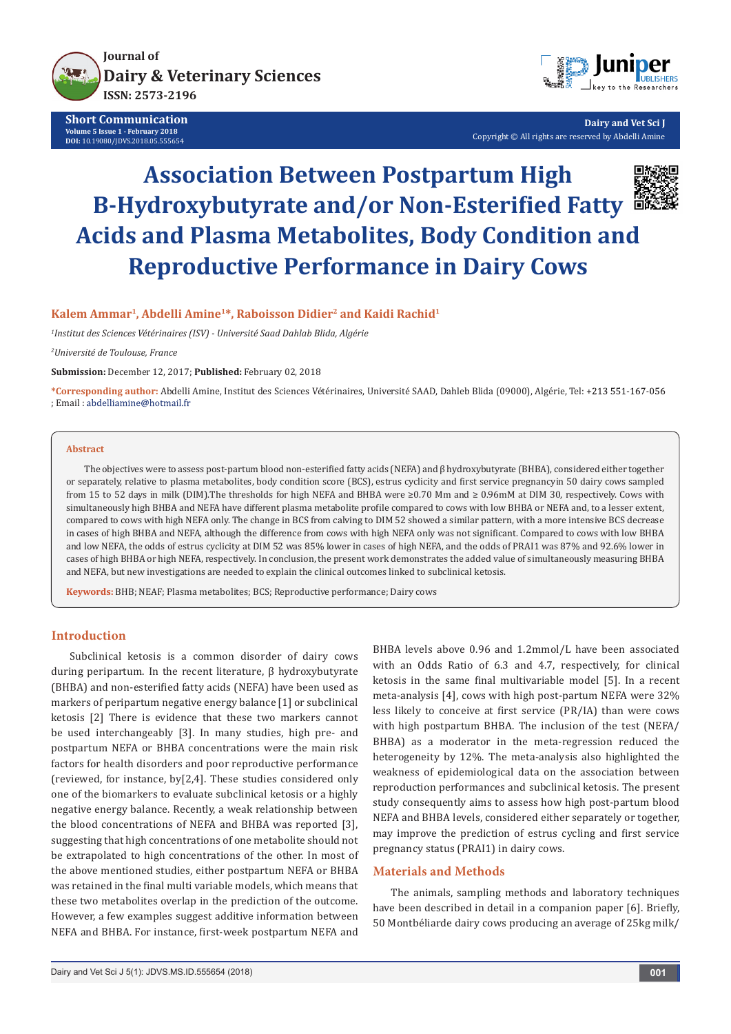Journal of
Dairy & Veterinary Sciences
ISSN: 2573-2196

**Short Communication**
Volume 5 Issue 1 - February 2018
DOI: 10.19080/JDVS.2018.05.555654

Dairy and Vet Sci J
Copyright © All rights are reserved by Abdelli Amine

# Association Between Postpartum High B-Hydroxybutyrate and/or Non-Esterified Fatty Acids and Plasma Metabolites, Body Condition and Reproductive Performance in Dairy Cows

**Kalem Ammar[1], Abdelli Amine[1]\*, Raboisson Didier[2] and Kaidi Rachid[1]**

[1]*Institut des Sciences Vétérinaires (ISV) - Université Saad Dahlab Blida, Algérie*

[2]*Université de Toulouse, France*

**Submission:** December 12, 2017; **Published:** February 02, 2018

**\*Corresponding author:** Abdelli Amine, Institut des Sciences Vétérinaires, Université SAAD, Dahleb Blida (09000), Algérie, Tel: +213 551-167-056 ; Email : abdelliamine@hotmail.fr

## Abstract

The objectives were to assess post-partum blood non-esterified fatty acids (NEFA) and β hydroxybutyrate (BHBA), considered either together or separately, relative to plasma metabolites, body condition score (BCS), estrus cyclicity and first service pregnancyin 50 dairy cows sampled from 15 to 52 days in milk (DIM).The thresholds for high NEFA and BHBA were ≥0.70 Mm and ≥ 0.96mM at DIM 30, respectively. Cows with simultaneously high BHBA and NEFA have different plasma metabolite profile compared to cows with low BHBA or NEFA and, to a lesser extent, compared to cows with high NEFA only. The change in BCS from calving to DIM 52 showed a similar pattern, with a more intensive BCS decrease in cases of high BHBA and NEFA, although the difference from cows with high NEFA only was not significant. Compared to cows with low BHBA and low NEFA, the odds of estrus cyclicity at DIM 52 was 85% lower in cases of high NEFA, and the odds of PRAI1 was 87% and 92.6% lower in cases of high BHBA or high NEFA, respectively. In conclusion, the present work demonstrates the added value of simultaneously measuring BHBA and NEFA, but new investigations are needed to explain the clinical outcomes linked to subclinical ketosis.

**Keywords:** BHB; NEAF; Plasma metabolites; BCS; Reproductive performance; Dairy cows

## Introduction

Subclinical ketosis is a common disorder of dairy cows during peripartum. In the recent literature, β hydroxybutyrate (BHBA) and non-esterified fatty acids (NEFA) have been used as markers of peripartum negative energy balance [1] or subclinical ketosis [2] There is evidence that these two markers cannot be used interchangeably [3]. In many studies, high pre- and postpartum NEFA or BHBA concentrations were the main risk factors for health disorders and poor reproductive performance (reviewed, for instance, by[2,4]. These studies considered only one of the biomarkers to evaluate subclinical ketosis or a highly negative energy balance. Recently, a weak relationship between the blood concentrations of NEFA and BHBA was reported [3], suggesting that high concentrations of one metabolite should not be extrapolated to high concentrations of the other. In most of the above mentioned studies, either postpartum NEFA or BHBA was retained in the final multi variable models, which means that these two metabolites overlap in the prediction of the outcome. However, a few examples suggest additive information between NEFA and BHBA. For instance, first-week postpartum NEFA and BHBA levels above 0.96 and 1.2mmol/L have been associated with an Odds Ratio of 6.3 and 4.7, respectively, for clinical ketosis in the same final multivariable model [5]. In a recent meta-analysis [4], cows with high post-partum NEFA were 32% less likely to conceive at first service (PR/IA) than were cows with high postpartum BHBA. The inclusion of the test (NEFA/BHBA) as a moderator in the meta-regression reduced the heterogeneity by 12%. The meta-analysis also highlighted the weakness of epidemiological data on the association between reproduction performances and subclinical ketosis. The present study consequently aims to assess how high post-partum blood NEFA and BHBA levels, considered either separately or together, may improve the prediction of estrus cycling and first service pregnancy status (PRAI1) in dairy cows.

## Materials and Methods

The animals, sampling methods and laboratory techniques have been described in detail in a companion paper [6]. Briefly, 50 Montbéliarde dairy cows producing an average of 25kg milk/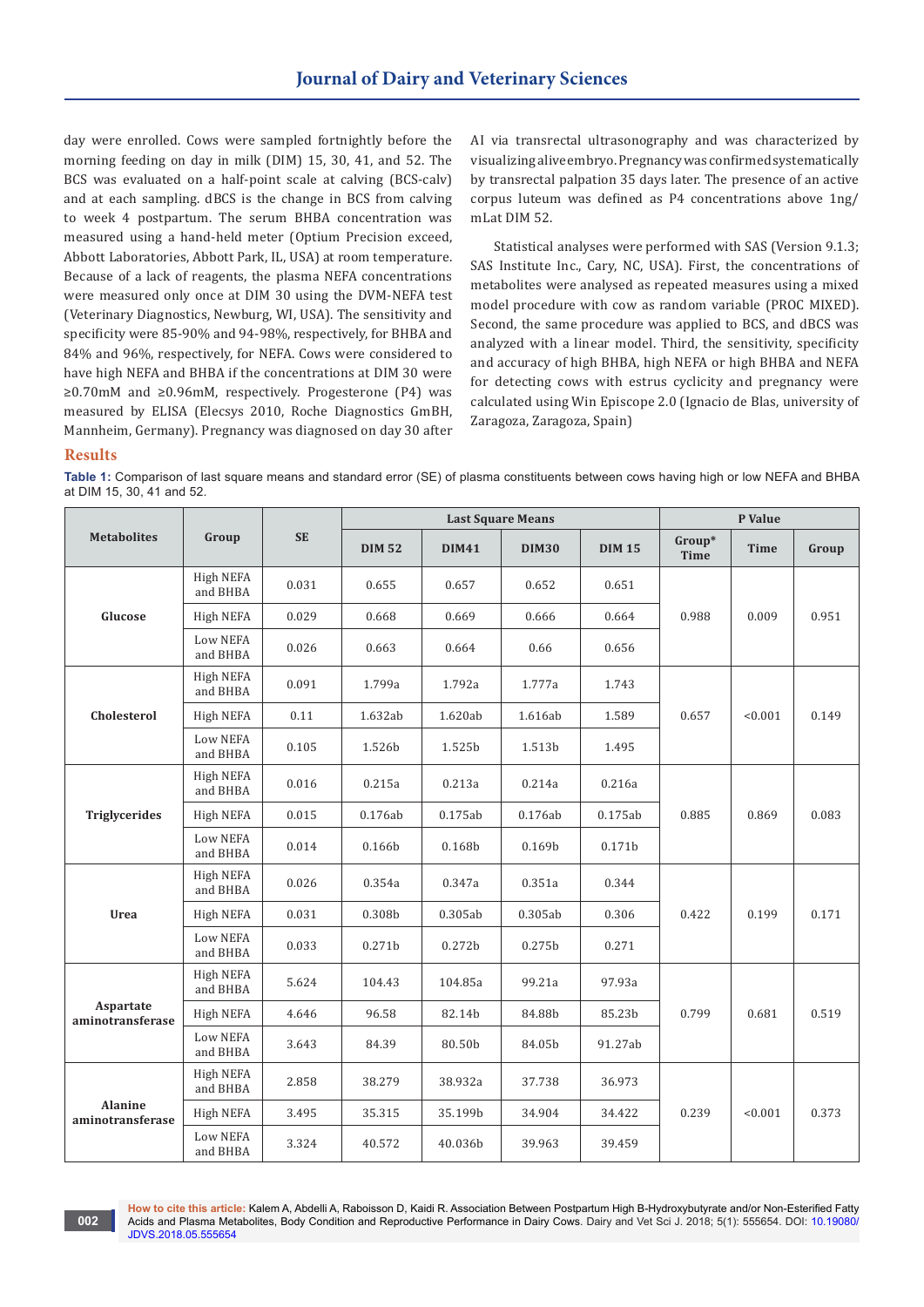day were enrolled. Cows were sampled fortnightly before the morning feeding on day in milk (DIM) 15, 30, 41, and 52. The BCS was evaluated on a half-point scale at calving (BCS-calv) and at each sampling. dBCS is the change in BCS from calving to week 4 postpartum. The serum BHBA concentration was measured using a hand-held meter (Optium Precision exceed, Abbott Laboratories, Abbott Park, IL, USA) at room temperature. Because of a lack of reagents, the plasma NEFA concentrations were measured only once at DIM 30 using the DVM-NEFA test (Veterinary Diagnostics, Newburg, WI, USA). The sensitivity and specificity were 85-90% and 94-98%, respectively, for BHBA and 84% and 96%, respectively, for NEFA. Cows were considered to have high NEFA and BHBA if the concentrations at DIM 30 were ≥0.70mM and ≥0.96mM, respectively. Progesterone (P4) was measured by ELISA (Elecsys 2010, Roche Diagnostics GmBH, Mannheim, Germany). Pregnancy was diagnosed on day 30 after AI via transrectal ultrasonography and was characterized by visualizing alive embryo. Pregnancy was confirmed systematically by transrectal palpation 35 days later. The presence of an active corpus luteum was defined as P4 concentrations above 1ng/mLat DIM 52.

Statistical analyses were performed with SAS (Version 9.1.3; SAS Institute Inc., Cary, NC, USA). First, the concentrations of metabolites were analysed as repeated measures using a mixed model procedure with cow as random variable (PROC MIXED). Second, the same procedure was applied to BCS, and dBCS was analyzed with a linear model. Third, the sensitivity, specificity and accuracy of high BHBA, high NEFA or high BHBA and NEFA for detecting cows with estrus cyclicity and pregnancy were calculated using Win Episcope 2.0 (Ignacio de Blas, university of Zaragoza, Zaragoza, Spain)

## Results

**Table 1:** Comparison of last square means and standard error (SE) of plasma constituents between cows having high or low NEFA and BHBA at DIM 15, 30, 41 and 52.

| Metabolites | Group | SE | Last Square Means | | | | P Value | | |
|---|---|---|---|---|---|---|---|---|---|
| | | | DIM 52 | DIM41 | DIM30 | DIM 15 | Group* Time | Time | Group |
| Glucose | High NEFA and BHBA | 0.031 | 0.655 | 0.657 | 0.652 | 0.651 | 0.988 | 0.009 | 0.951 |
| | High NEFA | 0.029 | 0.668 | 0.669 | 0.666 | 0.664 | | | |
| | Low NEFA and BHBA | 0.026 | 0.663 | 0.664 | 0.66 | 0.656 | | | |
| Cholesterol | High NEFA and BHBA | 0.091 | 1.799a | 1.792a | 1.777a | 1.743 | 0.657 | <0.001 | 0.149 |
| | High NEFA | 0.11 | 1.632ab | 1.620ab | 1.616ab | 1.589 | | | |
| | Low NEFA and BHBA | 0.105 | 1.526b | 1.525b | 1.513b | 1.495 | | | |
| Triglycerides | High NEFA and BHBA | 0.016 | 0.215a | 0.213a | 0.214a | 0.216a | 0.885 | 0.869 | 0.083 |
| | High NEFA | 0.015 | 0.176ab | 0.175ab | 0.176ab | 0.175ab | | | |
| | Low NEFA and BHBA | 0.014 | 0.166b | 0.168b | 0.169b | 0.171b | | | |
| Urea | High NEFA and BHBA | 0.026 | 0.354a | 0.347a | 0.351a | 0.344 | 0.422 | 0.199 | 0.171 |
| | High NEFA | 0.031 | 0.308b | 0.305ab | 0.305ab | 0.306 | | | |
| | Low NEFA and BHBA | 0.033 | 0.271b | 0.272b | 0.275b | 0.271 | | | |
| Aspartate aminotransferase | High NEFA and BHBA | 5.624 | 104.43 | 104.85a | 99.21a | 97.93a | 0.799 | 0.681 | 0.519 |
| | High NEFA | 4.646 | 96.58 | 82.14b | 84.88b | 85.23b | | | |
| | Low NEFA and BHBA | 3.643 | 84.39 | 80.50b | 84.05b | 91.27ab | | | |
| Alanine aminotransferase | High NEFA and BHBA | 2.858 | 38.279 | 38.932a | 37.738 | 36.973 | 0.239 | <0.001 | 0.373 |
| | High NEFA | 3.495 | 35.315 | 35.199b | 34.904 | 34.422 | | | |
| | Low NEFA and BHBA | 3.324 | 40.572 | 40.036b | 39.963 | 39.459 | | | |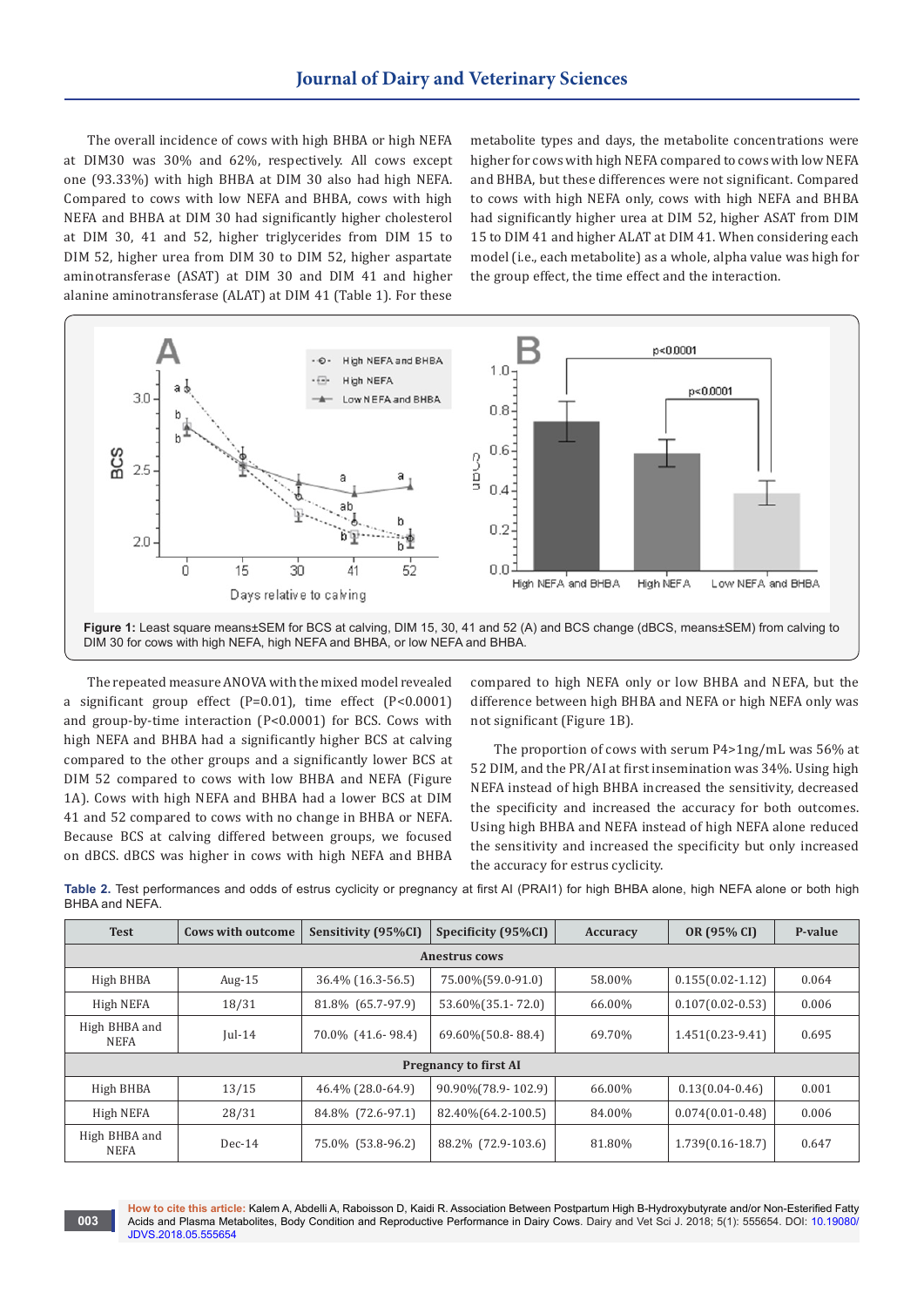The overall incidence of cows with high BHBA or high NEFA at DIM30 was 30% and 62%, respectively. All cows except one (93.33%) with high BHBA at DIM 30 also had high NEFA. Compared to cows with low NEFA and BHBA, cows with high NEFA and BHBA at DIM 30 had significantly higher cholesterol at DIM 30, 41 and 52, higher triglycerides from DIM 15 to DIM 52, higher urea from DIM 30 to DIM 52, higher aspartate aminotransferase (ASAT) at DIM 30 and DIM 41 and higher alanine aminotransferase (ALAT) at DIM 41 (Table 1). For these metabolite types and days, the metabolite concentrations were higher for cows with high NEFA compared to cows with low NEFA and BHBA, but these differences were not significant. Compared to cows with high NEFA only, cows with high NEFA and BHBA had significantly higher urea at DIM 52, higher ASAT from DIM 15 to DIM 41 and higher ALAT at DIM 41. When considering each model (i.e., each metabolite) as a whole, alpha value was high for the group effect, the time effect and the interaction.

**Figure 1:** Least square means±SEM for BCS at calving, DIM 15, 30, 41 and 52 (A) and BCS change (dBCS, means±SEM) from calving to DIM 30 for cows with high NEFA, high NEFA and BHBA, or low NEFA and BHBA.

The repeated measure ANOVA with the mixed model revealed a significant group effect (P=0.01), time effect (P<0.0001) and group-by-time interaction (P<0.0001) for BCS. Cows with high NEFA and BHBA had a significantly higher BCS at calving compared to the other groups and a significantly lower BCS at DIM 52 compared to cows with low BHBA and NEFA (Figure 1A). Cows with high NEFA and BHBA had a lower BCS at DIM 41 and 52 compared to cows with no change in BHBA or NEFA. Because BCS at calving differed between groups, we focused on dBCS. dBCS was higher in cows with high NEFA and BHBA compared to high NEFA only or low BHBA and NEFA, but the difference between high BHBA and NEFA or high NEFA only was not significant (Figure 1B).

The proportion of cows with serum P4>1ng/mL was 56% at 52 DIM, and the PR/AI at first insemination was 34%. Using high NEFA instead of high BHBA increased the sensitivity, decreased the specificity and increased the accuracy for both outcomes. Using high BHBA and NEFA instead of high NEFA alone reduced the sensitivity and increased the specificity but only increased the accuracy for estrus cyclicity.

**Table 2.** Test performances and odds of estrus cyclicity or pregnancy at first AI (PRAI1) for high BHBA alone, high NEFA alone or both high BHBA and NEFA.

| Test | Cows with outcome | Sensitivity (95%CI) | Specificity (95%CI) | Accuracy | OR (95% CI) | P-value |
|---|---|---|---|---|---|---|
| **Anestrus cows** | | | | | | |
| High BHBA | Aug-15 | 36.4% (16.3-56.5) | 75.00%(59.0-91.0) | 58.00% | 0.155(0.02-1.12) | 0.064 |
| High NEFA | 18/31 | 81.8% (65.7-97.9) | 53.60%(35.1- 72.0) | 66.00% | 0.107(0.02-0.53) | 0.006 |
| High BHBA and NEFA | Jul-14 | 70.0% (41.6- 98.4) | 69.60%(50.8- 88.4) | 69.70% | 1.451(0.23-9.41) | 0.695 |
| **Pregnancy to first AI** | | | | | | |
| High BHBA | 13/15 | 46.4% (28.0-64.9) | 90.90%(78.9- 102.9) | 66.00% | 0.13(0.04-0.46) | 0.001 |
| High NEFA | 28/31 | 84.8% (72.6-97.1) | 82.40%(64.2-100.5) | 84.00% | 0.074(0.01-0.48) | 0.006 |
| High BHBA and NEFA | Dec-14 | 75.0% (53.8-96.2) | 88.2% (72.9-103.6) | 81.80% | 1.739(0.16-18.7) | 0.647 |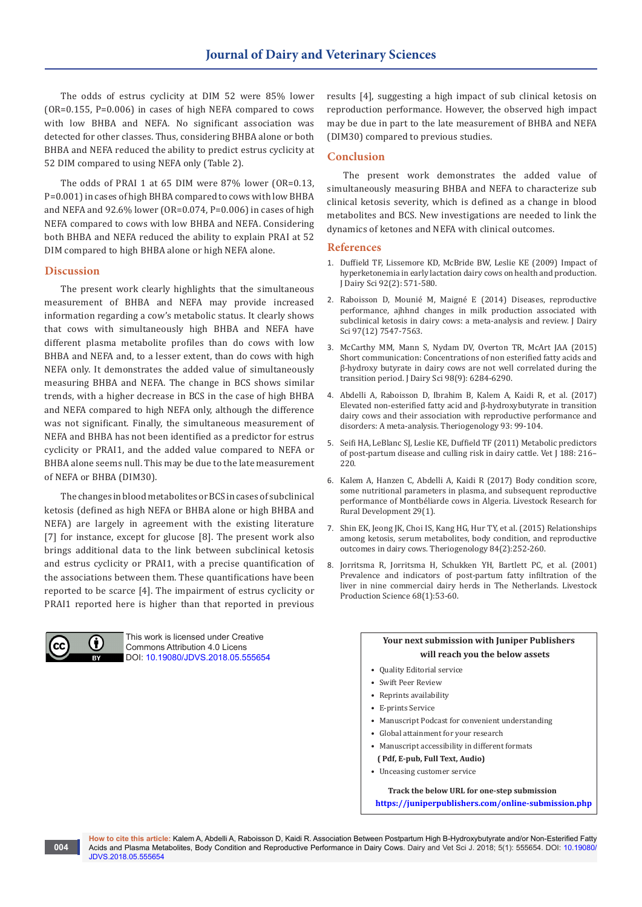The odds of estrus cyclicity at DIM 52 were 85% lower (OR=0.155, P=0.006) in cases of high NEFA compared to cows with low BHBA and NEFA. No significant association was detected for other classes. Thus, considering BHBA alone or both BHBA and NEFA reduced the ability to predict estrus cyclicity at 52 DIM compared to using NEFA only (Table 2).

The odds of PRAI 1 at 65 DIM were 87% lower (OR=0.13, P=0.001) in cases of high BHBA compared to cows with low BHBA and NEFA and 92.6% lower (OR=0.074, P=0.006) in cases of high NEFA compared to cows with low BHBA and NEFA. Considering both BHBA and NEFA reduced the ability to explain PRAI at 52 DIM compared to high BHBA alone or high NEFA alone.

## Discussion

The present work clearly highlights that the simultaneous measurement of BHBA and NEFA may provide increased information regarding a cow's metabolic status. It clearly shows that cows with simultaneously high BHBA and NEFA have different plasma metabolite profiles than do cows with low BHBA and NEFA and, to a lesser extent, than do cows with high NEFA only. It demonstrates the added value of simultaneously measuring BHBA and NEFA. The change in BCS shows similar trends, with a higher decrease in BCS in the case of high BHBA and NEFA compared to high NEFA only, although the difference was not significant. Finally, the simultaneous measurement of NEFA and BHBA has not been identified as a predictor for estrus cyclicity or PRAI1, and the added value compared to NEFA or BHBA alone seems null. This may be due to the late measurement of NEFA or BHBA (DIM30).

The changes in blood metabolites or BCS in cases of subclinical ketosis (defined as high NEFA or BHBA alone or high BHBA and NEFA) are largely in agreement with the existing literature [7] for instance, except for glucose [8]. The present work also brings additional data to the link between subclinical ketosis and estrus cyclicity or PRAI1, with a precise quantification of the associations between them. These quantifications have been reported to be scarce [4]. The impairment of estrus cyclicity or PRAI1 reported here is higher than that reported in previous results [4], suggesting a high impact of sub clinical ketosis on reproduction performance. However, the observed high impact may be due in part to the late measurement of BHBA and NEFA (DIM30) compared to previous studies.

## Conclusion

The present work demonstrates the added value of simultaneously measuring BHBA and NEFA to characterize sub clinical ketosis severity, which is defined as a change in blood metabolites and BCS. New investigations are needed to link the dynamics of ketones and NEFA with clinical outcomes.

## References

1. Duffield TF, Lissemore KD, McBride BW, Leslie KE (2009) Impact of hyperketonemia in early lactation dairy cows on health and production. J Dairy Sci 92(2): 571-580.
2. Raboisson D, Mounié M, Maigné E (2014) Diseases, reproductive performance, ajhhnd changes in milk production associated with subclinical ketosis in dairy cows: a meta-analysis and review. J Dairy Sci 97(12) 7547-7563.
3. McCarthy MM, Mann S, Nydam DV, Overton TR, McArt JAA (2015) Short communication: Concentrations of non esterified fatty acids and β-hydroxy butyrate in dairy cows are not well correlated during the transition period. J Dairy Sci 98(9): 6284-6290.
4. Abdelli A, Raboisson D, Ibrahim B, Kalem A, Kaidi R, et al. (2017) Elevated non-esterified fatty acid and β-hydroxybutyrate in transition dairy cows and their association with reproductive performance and disorders: A meta-analysis. Theriogenology 93: 99-104.
5. Seifi HA, LeBlanc SJ, Leslie KE, Duffield TF (2011) Metabolic predictors of post-partum disease and culling risk in dairy cattle. Vet J 188: 216–220.
6. Kalem A, Hanzen C, Abdelli A, Kaidi R (2017) Body condition score, some nutritional parameters in plasma, and subsequent reproductive performance of Montbéliarde cows in Algeria. Livestock Research for Rural Development 29(1).
7. Shin EK, Jeong JK, Choi IS, Kang HG, Hur TY, et al. (2015) Relationships among ketosis, serum metabolites, body condition, and reproductive outcomes in dairy cows. Theriogenology 84(2):252-260.
8. Jorritsma R, Jorritsma H, Schukken YH, Bartlett PC, et al. (2001) Prevalence and indicators of post-partum fatty infiltration of the liver in nine commercial dairy herds in The Netherlands. Livestock Production Science 68(1):53-60.

This work is licensed under Creative Commons Attribution 4.0 Licens
DOI: 10.19080/JDVS.2018.05.555654

**Your next submission with Juniper Publishers will reach you the below assets**

- Quality Editorial service
- Swift Peer Review
- Reprints availability
- E-prints Service
- Manuscript Podcast for convenient understanding
- Global attainment for your research
- Manuscript accessibility in different formats
  **( Pdf, E-pub, Full Text, Audio)**
- Unceasing customer service

**Track the below URL for one-step submission**
**https://juniperpublishers.com/online-submission.php**